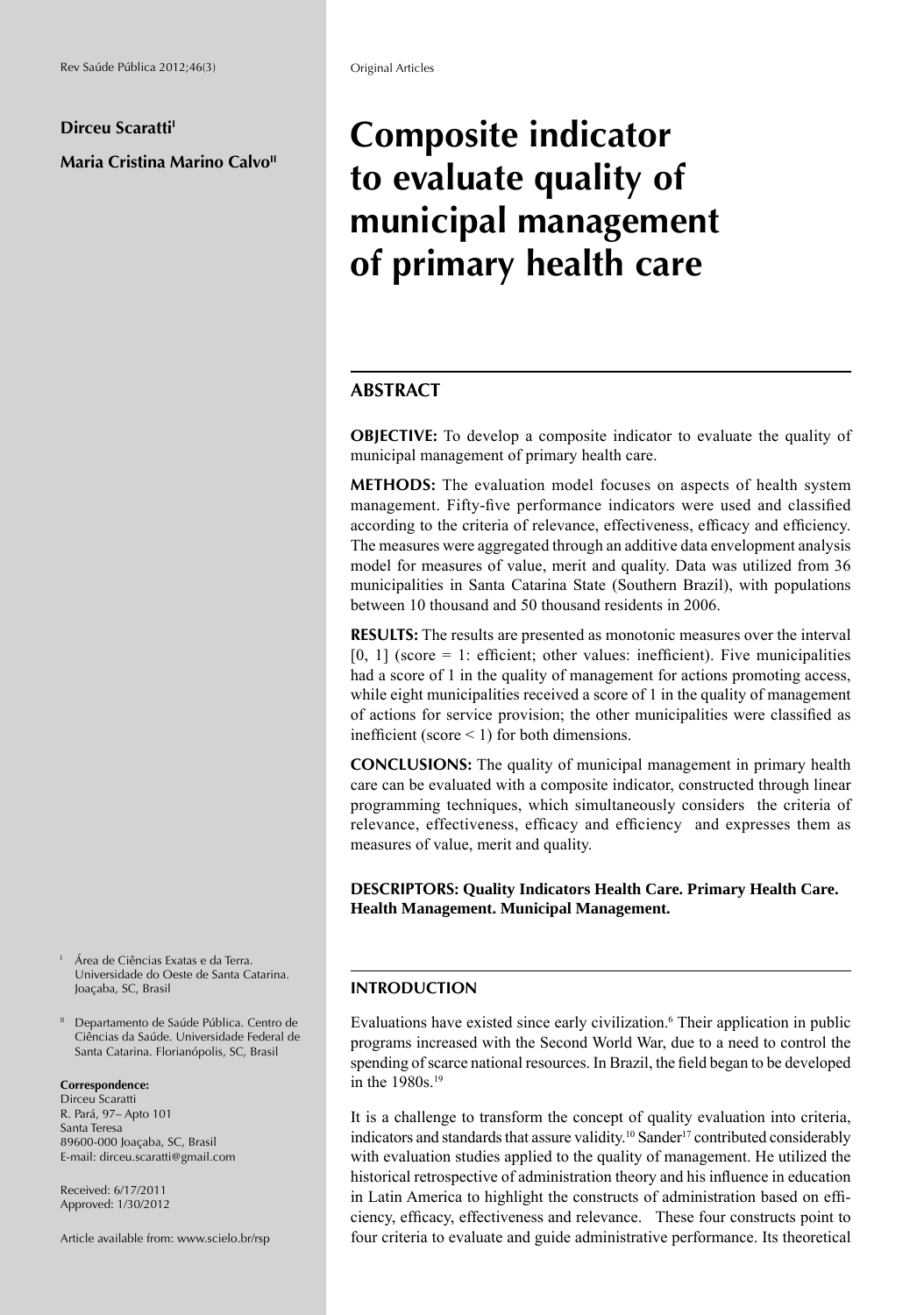**Dirceu Scaratti**[I]

**Maria Cristina Marino Calvo**[II]

# Composite indicator to evaluate quality of municipal management of primary health care

## ABSTRACT

**OBJECTIVE:** To develop a composite indicator to evaluate the quality of municipal management of primary health care.

**METHODS:** The evaluation model focuses on aspects of health system management. Fifty-five performance indicators were used and classified according to the criteria of relevance, effectiveness, efficacy and efficiency. The measures were aggregated through an additive data envelopment analysis model for measures of value, merit and quality. Data was utilized from 36 municipalities in Santa Catarina State (Southern Brazil), with populations between 10 thousand and 50 thousand residents in 2006.

**RESULTS:** The results are presented as monotonic measures over the interval [0, 1] (score = 1: efficient; other values: inefficient). Five municipalities had a score of 1 in the quality of management for actions promoting access, while eight municipalities received a score of 1 in the quality of management of actions for service provision; the other municipalities were classified as inefficient (score < 1) for both dimensions.

**CONCLUSIONS:** The quality of municipal management in primary health care can be evaluated with a composite indicator, constructed through linear programming techniques, which simultaneously considers the criteria of relevance, effectiveness, efficacy and efficiency and expresses them as measures of value, merit and quality.

**DESCRIPTORS: Quality Indicators Health Care. Primary Health Care. Health Management. Municipal Management.**

[I] Área de Ciências Exatas e da Terra. Universidade do Oeste de Santa Catarina. Joaçaba, SC, Brasil

[II] Departamento de Saúde Pública. Centro de Ciências da Saúde. Universidade Federal de Santa Catarina. Florianópolis, SC, Brasil

**Correspondence:**
Dirceu Scaratti
R. Pará, 97– Apto 101
Santa Teresa
89600-000 Joaçaba, SC, Brasil
E-mail: dirceu.scaratti@gmail.com

Received: 6/17/2011
Approved: 1/30/2012

Article available from: www.scielo.br/rsp

## INTRODUCTION

Evaluations have existed since early civilization.[6] Their application in public programs increased with the Second World War, due to a need to control the spending of scarce national resources. In Brazil, the field began to be developed in the 1980s.[19]

It is a challenge to transform the concept of quality evaluation into criteria, indicators and standards that assure validity.[10] Sander[17] contributed considerably with evaluation studies applied to the quality of management. He utilized the historical retrospective of administration theory and his influence in education in Latin America to highlight the constructs of administration based on efficiency, efficacy, effectiveness and relevance. These four constructs point to four criteria to evaluate and guide administrative performance. Its theoretical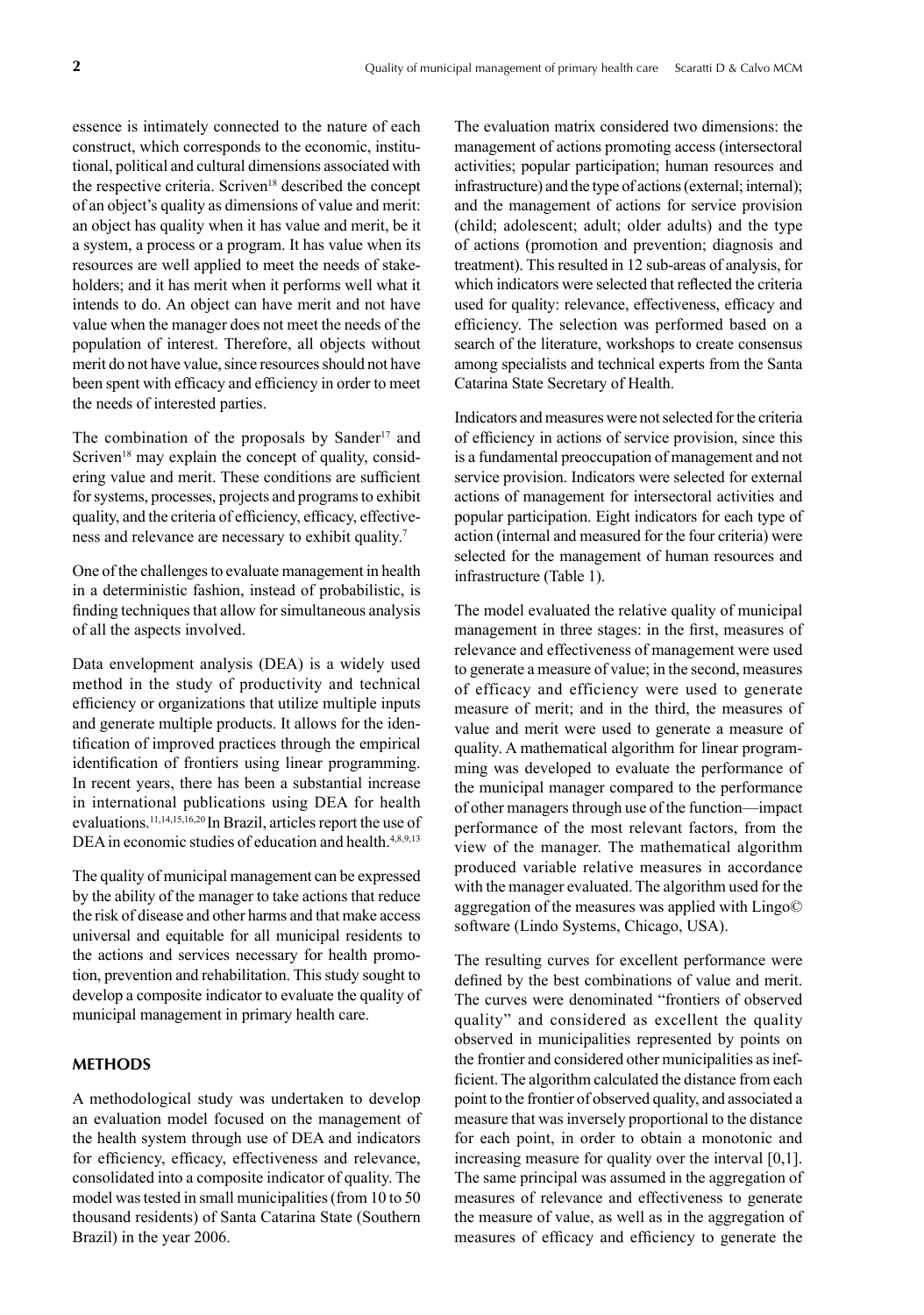essence is intimately connected to the nature of each construct, which corresponds to the economic, institutional, political and cultural dimensions associated with the respective criteria. Scriven[18] described the concept of an object's quality as dimensions of value and merit: an object has quality when it has value and merit, be it a system, a process or a program. It has value when its resources are well applied to meet the needs of stakeholders; and it has merit when it performs well what it intends to do. An object can have merit and not have value when the manager does not meet the needs of the population of interest. Therefore, all objects without merit do not have value, since resources should not have been spent with efficacy and efficiency in order to meet the needs of interested parties.

The combination of the proposals by Sander[17] and Scriven[18] may explain the concept of quality, considering value and merit. These conditions are sufficient for systems, processes, projects and programs to exhibit quality, and the criteria of efficiency, efficacy, effectiveness and relevance are necessary to exhibit quality.[7]

One of the challenges to evaluate management in health in a deterministic fashion, instead of probabilistic, is finding techniques that allow for simultaneous analysis of all the aspects involved.

Data envelopment analysis (DEA) is a widely used method in the study of productivity and technical efficiency or organizations that utilize multiple inputs and generate multiple products. It allows for the identification of improved practices through the empirical identification of frontiers using linear programming. In recent years, there has been a substantial increase in international publications using DEA for health evaluations.[11,14,15,16,20] In Brazil, articles report the use of DEA in economic studies of education and health.[4,8,9,13]

The quality of municipal management can be expressed by the ability of the manager to take actions that reduce the risk of disease and other harms and that make access universal and equitable for all municipal residents to the actions and services necessary for health promotion, prevention and rehabilitation. This study sought to develop a composite indicator to evaluate the quality of municipal management in primary health care.

## METHODS

A methodological study was undertaken to develop an evaluation model focused on the management of the health system through use of DEA and indicators for efficiency, efficacy, effectiveness and relevance, consolidated into a composite indicator of quality. The model was tested in small municipalities (from 10 to 50 thousand residents) of Santa Catarina State (Southern Brazil) in the year 2006.

The evaluation matrix considered two dimensions: the management of actions promoting access (intersectoral activities; popular participation; human resources and infrastructure) and the type of actions (external; internal); and the management of actions for service provision (child; adolescent; adult; older adults) and the type of actions (promotion and prevention; diagnosis and treatment). This resulted in 12 sub-areas of analysis, for which indicators were selected that reflected the criteria used for quality: relevance, effectiveness, efficacy and efficiency. The selection was performed based on a search of the literature, workshops to create consensus among specialists and technical experts from the Santa Catarina State Secretary of Health.

Indicators and measures were not selected for the criteria of efficiency in actions of service provision, since this is a fundamental preoccupation of management and not service provision. Indicators were selected for external actions of management for intersectoral activities and popular participation. Eight indicators for each type of action (internal and measured for the four criteria) were selected for the management of human resources and infrastructure (Table 1).

The model evaluated the relative quality of municipal management in three stages: in the first, measures of relevance and effectiveness of management were used to generate a measure of value; in the second, measures of efficacy and efficiency were used to generate measure of merit; and in the third, the measures of value and merit were used to generate a measure of quality. A mathematical algorithm for linear programming was developed to evaluate the performance of the municipal manager compared to the performance of other managers through use of the function—impact performance of the most relevant factors, from the view of the manager. The mathematical algorithm produced variable relative measures in accordance with the manager evaluated. The algorithm used for the aggregation of the measures was applied with Lingo© software (Lindo Systems, Chicago, USA).

The resulting curves for excellent performance were defined by the best combinations of value and merit. The curves were denominated "frontiers of observed quality" and considered as excellent the quality observed in municipalities represented by points on the frontier and considered other municipalities as inefficient. The algorithm calculated the distance from each point to the frontier of observed quality, and associated a measure that was inversely proportional to the distance for each point, in order to obtain a monotonic and increasing measure for quality over the interval [0,1]. The same principal was assumed in the aggregation of measures of relevance and effectiveness to generate the measure of value, as well as in the aggregation of measures of efficacy and efficiency to generate the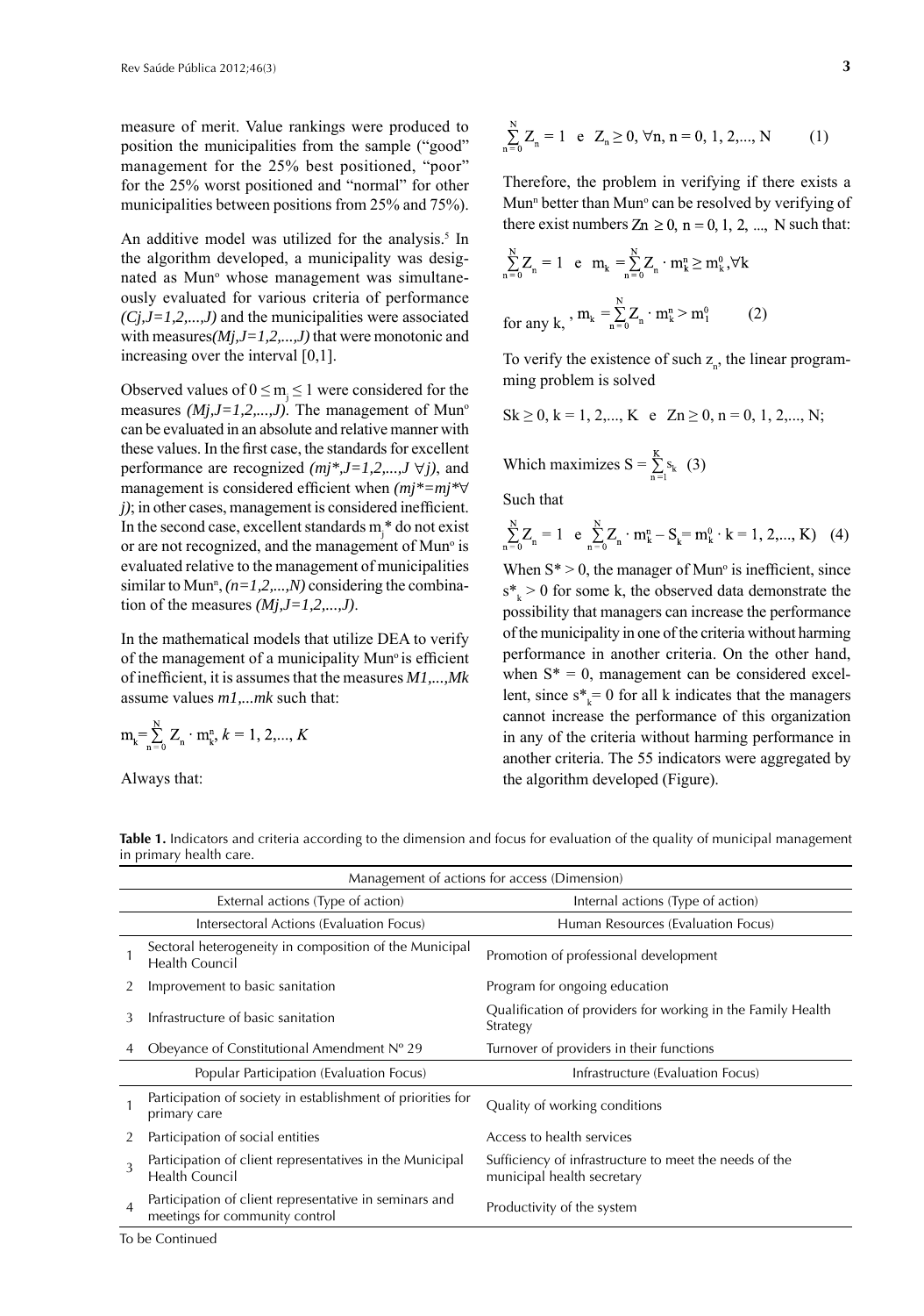measure of merit. Value rankings were produced to position the municipalities from the sample ("good" management for the 25% best positioned, "poor" for the 25% worst positioned and "normal" for other municipalities between positions from 25% and 75%).

An additive model was utilized for the analysis.[5] In the algorithm developed, a municipality was designated as $Mun^o$ whose management was simultaneously evaluated for various criteria of performance *(Cj,J=1,2,...,J)* and the municipalities were associated with measures*(Mj,J=1,2,...,J)* that were monotonic and increasing over the interval [0,1].

Observed values of $0 \leq m_j \leq 1$ were considered for the measures *(Mj,J=1,2,...,J)*. The management of $Mun^o$ can be evaluated in an absolute and relative manner with these values. In the first case, the standards for excellent performance are recognized *(mj*,J=1,2,...,J ∀j)*, and management is considered efficient when *(mj*=mj*∀ j)*; in other cases, management is considered inefficient. In the second case, excellent standards $m_j^*$ do not exist or are not recognized, and the management of $Mun^o$ is evaluated relative to the management of municipalities similar to $Mun^n$, *(n=1,2,...,N)* considering the combination of the measures *(Mj,J=1,2,...,J)*.

In the mathematical models that utilize DEA to verify of the management of a municipality $Mun^o$ is efficient of inefficient, it is assumes that the measures *M1,...,Mk* assume values *m1,...mk* such that:

$$m_k = \sum_{n=0}^{N} Z_n \cdot m_k^n,\ k = 1, 2, ..., K$$

Always that:

$$\sum_{n=0}^{N} Z_n = 1 \quad e \quad Z_n \geq 0, \forall n, n = 0, 1, 2, ..., N \qquad (1)$$

Therefore, the problem in verifying if there exists a $Mun^n$ better than $Mun^o$ can be resolved by verifying of there exist numbers $Zn \geq 0,\ n = 0, 1, 2, ..., N$ such that:

$$\sum_{n=0}^{N} Z_n = 1 \quad e \quad m_k = \sum_{n=0}^{N} Z_n \cdot m_k^n \geq m_k^0, \forall k$$

$$\text{for any k, } m_k = \sum_{n=0}^{N} Z_n \cdot m_k^n > m_1^0 \qquad (2)$$

To verify the existence of such $z_n$, the linear programming problem is solved

$Sk \geq 0,\ k = 1, 2, ..., K \quad e \quad Zn \geq 0,\ n = 0, 1, 2, ..., N;$

Which maximizes $S = \sum_{n=1}^{K} s_k$ (3)

Such that

$$\sum_{n=0}^{N} Z_n = 1 \quad e \quad \sum_{n=0}^{N} Z_n \cdot m_k^n - S_k = m_k^0 \cdot k = 1, 2, ..., K) \quad (4)$$

When $S^* > 0$, the manager of $Mun^o$ is inefficient, since $s^*_k > 0$ for some k, the observed data demonstrate the possibility that managers can increase the performance of the municipality in one of the criteria without harming performance in another criteria. On the other hand, when $S^* = 0$, management can be considered excellent, since $s^*_k = 0$ for all k indicates that the managers cannot increase the performance of this organization in any of the criteria without harming performance in another criteria. The 55 indicators were aggregated by the algorithm developed (Figure).

**Table 1.** Indicators and criteria according to the dimension and focus for evaluation of the quality of municipal management in primary health care.

| Management of actions for access (Dimension) | | |
|---|---|---|
| | External actions (Type of action) | Internal actions (Type of action) |
| | Intersectoral Actions (Evaluation Focus) | Human Resources (Evaluation Focus) |
| 1 | Sectoral heterogeneity in composition of the Municipal Health Council | Promotion of professional development |
| 2 | Improvement to basic sanitation | Program for ongoing education |
| 3 | Infrastructure of basic sanitation | Qualification of providers for working in the Family Health Strategy |
| 4 | Obeyance of Constitutional Amendment Nº 29 | Turnover of providers in their functions |
| | Popular Participation (Evaluation Focus) | Infrastructure (Evaluation Focus) |
| 1 | Participation of society in establishment of priorities for primary care | Quality of working conditions |
| 2 | Participation of social entities | Access to health services |
| 3 | Participation of client representatives in the Municipal Health Council | Sufficiency of infrastructure to meet the needs of the municipal health secretary |
| 4 | Participation of client representative in seminars and meetings for community control | Productivity of the system |

To be Continued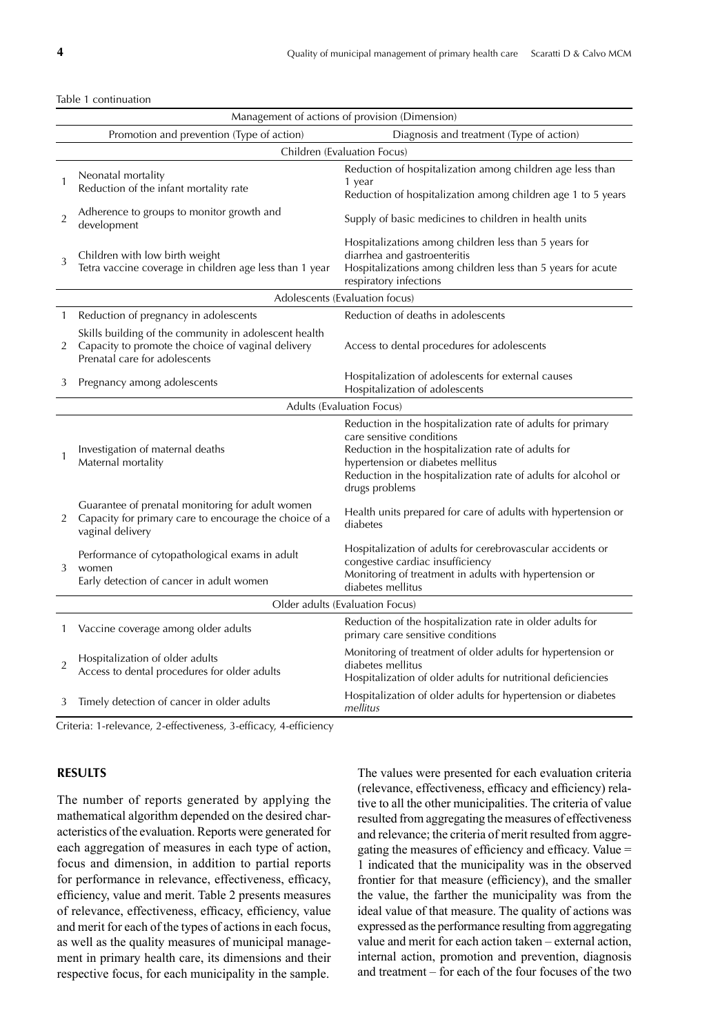Table 1 continuation

| | Management of actions of provision (Dimension) | |
|---|---|---|
| | Promotion and prevention (Type of action) | Diagnosis and treatment (Type of action) |
| | Children (Evaluation Focus) | |
| 1 | Neonatal mortality<br>Reduction of the infant mortality rate | Reduction of hospitalization among children age less than 1 year<br>Reduction of hospitalization among children age 1 to 5 years |
| 2 | Adherence to groups to monitor growth and development | Supply of basic medicines to children in health units |
| 3 | Children with low birth weight<br>Tetra vaccine coverage in children age less than 1 year | Hospitalizations among children less than 5 years for diarrhea and gastroenteritis<br>Hospitalizations among children less than 5 years for acute respiratory infections |
| | Adolescents (Evaluation focus) | |
| 1 | Reduction of pregnancy in adolescents | Reduction of deaths in adolescents |
| 2 | Skills building of the community in adolescent health<br>Capacity to promote the choice of vaginal delivery<br>Prenatal care for adolescents | Access to dental procedures for adolescents |
| 3 | Pregnancy among adolescents | Hospitalization of adolescents for external causes<br>Hospitalization of adolescents |
| | Adults (Evaluation Focus) | |
| 1 | Investigation of maternal deaths<br>Maternal mortality | Reduction in the hospitalization rate of adults for primary care sensitive conditions<br>Reduction in the hospitalization rate of adults for hypertension or diabetes mellitus<br>Reduction in the hospitalization rate of adults for alcohol or drugs problems |
| 2 | Guarantee of prenatal monitoring for adult women<br>Capacity for primary care to encourage the choice of a vaginal delivery | Health units prepared for care of adults with hypertension or diabetes |
| 3 | Performance of cytopathological exams in adult women<br>Early detection of cancer in adult women | Hospitalization of adults for cerebrovascular accidents or congestive cardiac insufficiency<br>Monitoring of treatment in adults with hypertension or diabetes mellitus |
| | Older adults (Evaluation Focus) | |
| 1 | Vaccine coverage among older adults | Reduction of the hospitalization rate in older adults for primary care sensitive conditions |
| 2 | Hospitalization of older adults<br>Access to dental procedures for older adults | Monitoring of treatment of older adults for hypertension or diabetes mellitus<br>Hospitalization of older adults for nutritional deficiencies |
| 3 | Timely detection of cancer in older adults | Hospitalization of older adults for hypertension or diabetes *mellitus* |

Criteria: 1-relevance, 2-effectiveness, 3-efficacy, 4-efficiency

## RESULTS

The number of reports generated by applying the mathematical algorithm depended on the desired characteristics of the evaluation. Reports were generated for each aggregation of measures in each type of action, focus and dimension, in addition to partial reports for performance in relevance, effectiveness, efficacy, efficiency, value and merit. Table 2 presents measures of relevance, effectiveness, efficacy, efficiency, value and merit for each of the types of actions in each focus, as well as the quality measures of municipal management in primary health care, its dimensions and their respective focus, for each municipality in the sample.

The values were presented for each evaluation criteria (relevance, effectiveness, efficacy and efficiency) relative to all the other municipalities. The criteria of value resulted from aggregating the measures of effectiveness and relevance; the criteria of merit resulted from aggregating the measures of efficiency and efficacy. Value = 1 indicated that the municipality was in the observed frontier for that measure (efficiency), and the smaller the value, the farther the municipality was from the ideal value of that measure. The quality of actions was expressed as the performance resulting from aggregating value and merit for each action taken – external action, internal action, promotion and prevention, diagnosis and treatment – for each of the four focuses of the two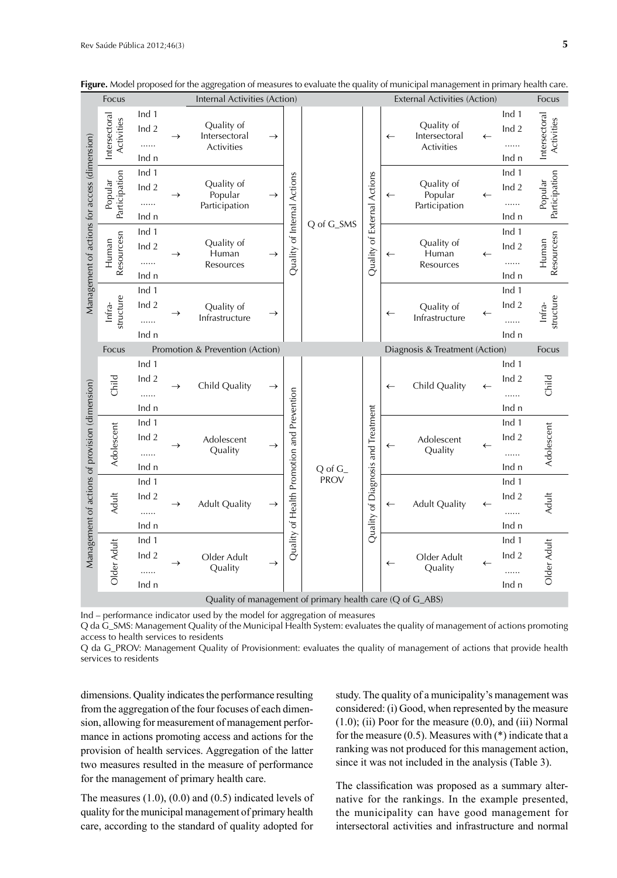**Figure.** Model proposed for the aggregation of measures to evaluate the quality of municipal management in primary health care.

| Dimension | Focus | Indicators | | Internal Activities (Action) | | | | | | External Activities (Action) | | Indicators | Focus |
|---|---|---|---|---|---|---|---|---|---|---|---|---|---|
| Management of actions for access (dimension) | Intersectoral Activities | Ind 1, Ind 2, ......, Ind n | → | Quality of Intersectoral Activities | → | Quality of Internal Actions | Q of G_SMS | Quality of External Actions | ← | Quality of Intersectoral Activities | ← | Ind 1, Ind 2, ......, Ind n | Intersectoral Activities |
| | Popular Participation | Ind 1, Ind 2, ......, Ind n | → | Quality of Popular Participation | → | | | | ← | Quality of Popular Participation | ← | Ind 1, Ind 2, ......, Ind n | Popular Participation |
| | Human Resourcesn | Ind 1, Ind 2, ......, Ind n | → | Quality of Human Resources | → | | | | ← | Quality of Human Resources | ← | Ind 1, Ind 2, ......, Ind n | Human Resourcesn |
| | Infra-structure | Ind 1, Ind 2, ......, Ind n | → | Quality of Infrastructure | → | | | | ← | Quality of Infrastructure | ← | Ind 1, Ind 2, ......, Ind n | Infra-structure |
| | Focus | | | Promotion & Prevention (Action) | | | | | | Diagnosis & Treatment (Action) | | | Focus |
| Management of actions of provision (dimension) | Child | Ind 1, Ind 2, ......, Ind n | → | Child Quality | → | Quality of Health Promotion and Prevention | Q of G_PROV | Quality of Diagnosis and Treatment | ← | Child Quality | ← | Ind 1, Ind 2, ......, Ind n | Child |
| | Adolescent | Ind 1, Ind 2, ......, Ind n | → | Adolescent Quality | → | | | | ← | Adolescent Quality | ← | Ind 1, Ind 2, ......, Ind n | Adolescent |
| | Adult | Ind 1, Ind 2, ......, Ind n | → | Adult Quality | → | | | | ← | Adult Quality | ← | Ind 1, Ind 2, ......, Ind n | Adult |
| | Older Adult | Ind 1, Ind 2, ......, Ind n | → | Older Adult Quality | → | | | | ← | Older Adult Quality | ← | Ind 1, Ind 2, ......, Ind n | Older Adult |
| Quality of management of primary health care (Q of G_ABS) | | | | | | | | | | | | | |

Ind – performance indicator used by the model for aggregation of measures

Q da G_SMS: Management Quality of the Municipal Health System: evaluates the quality of management of actions promoting access to health services to residents

Q da G_PROV: Management Quality of Provisionment: evaluates the quality of management of actions that provide health services to residents

dimensions. Quality indicates the performance resulting from the aggregation of the four focuses of each dimension, allowing for measurement of management performance in actions promoting access and actions for the provision of health services. Aggregation of the latter two measures resulted in the measure of performance for the management of primary health care.

The measures (1.0), (0.0) and (0.5) indicated levels of quality for the municipal management of primary health care, according to the standard of quality adopted for study. The quality of a municipality's management was considered: (i) Good, when represented by the measure (1.0); (ii) Poor for the measure (0.0), and (iii) Normal for the measure (0.5). Measures with (*) indicate that a ranking was not produced for this management action, since it was not included in the analysis (Table 3).

The classification was proposed as a summary alternative for the rankings. In the example presented, the municipality can have good management for intersectoral activities and infrastructure and normal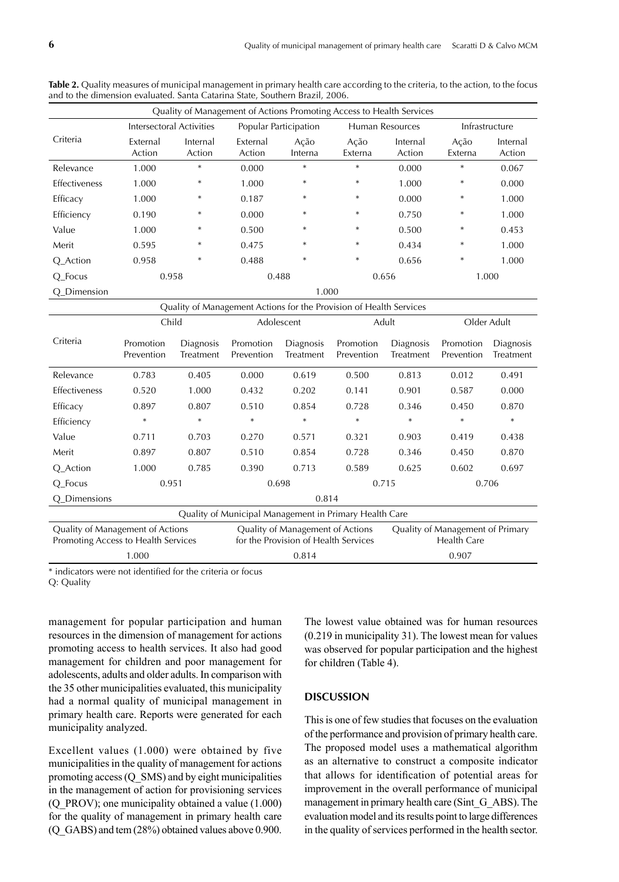**Table 2.** Quality measures of municipal management in primary health care according to the criteria, to the action, to the focus and to the dimension evaluated. Santa Catarina State, Southern Brazil, 2006.

| Quality of Management of Actions Promoting Access to Health Services | | | | | | | | |
|---|---|---|---|---|---|---|---|---|
| | Intersectoral Activities | | Popular Participation | | Human Resources | | Infrastructure | |
| Criteria | External Action | Internal Action | External Action | Ação Interna | Ação Externa | Internal Action | Ação Externa | Internal Action |
| Relevance | 1.000 | * | 0.000 | * | * | 0.000 | * | 0.067 |
| Effectiveness | 1.000 | * | 1.000 | * | * | 1.000 | * | 0.000 |
| Efficacy | 1.000 | * | 0.187 | * | * | 0.000 | * | 1.000 |
| Efficiency | 0.190 | * | 0.000 | * | * | 0.750 | * | 1.000 |
| Value | 1.000 | * | 0.500 | * | * | 0.500 | * | 0.453 |
| Merit | 0.595 | * | 0.475 | * | * | 0.434 | * | 1.000 |
| Q_Action | 0.958 | * | 0.488 | * | * | 0.656 | * | 1.000 |
| Q_Focus | 0.958 | | 0.488 | | 0.656 | | 1.000 | |
| Q_Dimension | 1.000 | | | | | | | |

| Quality of Management Actions for the Provision of Health Services | | | | | | | | |
|---|---|---|---|---|---|---|---|---|
| | Child | | Adolescent | | Adult | | Older Adult | |
| Criteria | Promotion Prevention | Diagnosis Treatment | Promotion Prevention | Diagnosis Treatment | Promotion Prevention | Diagnosis Treatment | Promotion Prevention | Diagnosis Treatment |
| Relevance | 0.783 | 0.405 | 0.000 | 0.619 | 0.500 | 0.813 | 0.012 | 0.491 |
| Effectiveness | 0.520 | 1.000 | 0.432 | 0.202 | 0.141 | 0.901 | 0.587 | 0.000 |
| Efficacy | 0.897 | 0.807 | 0.510 | 0.854 | 0.728 | 0.346 | 0.450 | 0.870 |
| Efficiency | * | * | * | * | * | * | * | * |
| Value | 0.711 | 0.703 | 0.270 | 0.571 | 0.321 | 0.903 | 0.419 | 0.438 |
| Merit | 0.897 | 0.807 | 0.510 | 0.854 | 0.728 | 0.346 | 0.450 | 0.870 |
| Q_Action | 1.000 | 0.785 | 0.390 | 0.713 | 0.589 | 0.625 | 0.602 | 0.697 |
| Q_Focus | 0.951 | | 0.698 | | 0.715 | | 0.706 | |
| Q_Dimensions | 0.814 | | | | | | | |

| Quality of Municipal Management in Primary Health Care | | |
|---|---|---|
| Quality of Management of Actions Promoting Access to Health Services | Quality of Management of Actions for the Provision of Health Services | Quality of Management of Primary Health Care |
| 1.000 | 0.814 | 0.907 |

\* indicators were not identified for the criteria or focus
Q: Quality

management for popular participation and human resources in the dimension of management for actions promoting access to health services. It also had good management for children and poor management for adolescents, adults and older adults. In comparison with the 35 other municipalities evaluated, this municipality had a normal quality of municipal management in primary health care. Reports were generated for each municipality analyzed.

Excellent values (1.000) were obtained by five municipalities in the quality of management for actions promoting access (Q_SMS) and by eight municipalities in the management of action for provisioning services (Q_PROV); one municipality obtained a value (1.000) for the quality of management in primary health care (Q_GABS) and tem (28%) obtained values above 0.900. The lowest value obtained was for human resources (0.219 in municipality 31). The lowest mean for values was observed for popular participation and the highest for children (Table 4).

## DISCUSSION

This is one of few studies that focuses on the evaluation of the performance and provision of primary health care. The proposed model uses a mathematical algorithm as an alternative to construct a composite indicator that allows for identification of potential areas for improvement in the overall performance of municipal management in primary health care (Sint_G_ABS). The evaluation model and its results point to large differences in the quality of services performed in the health sector.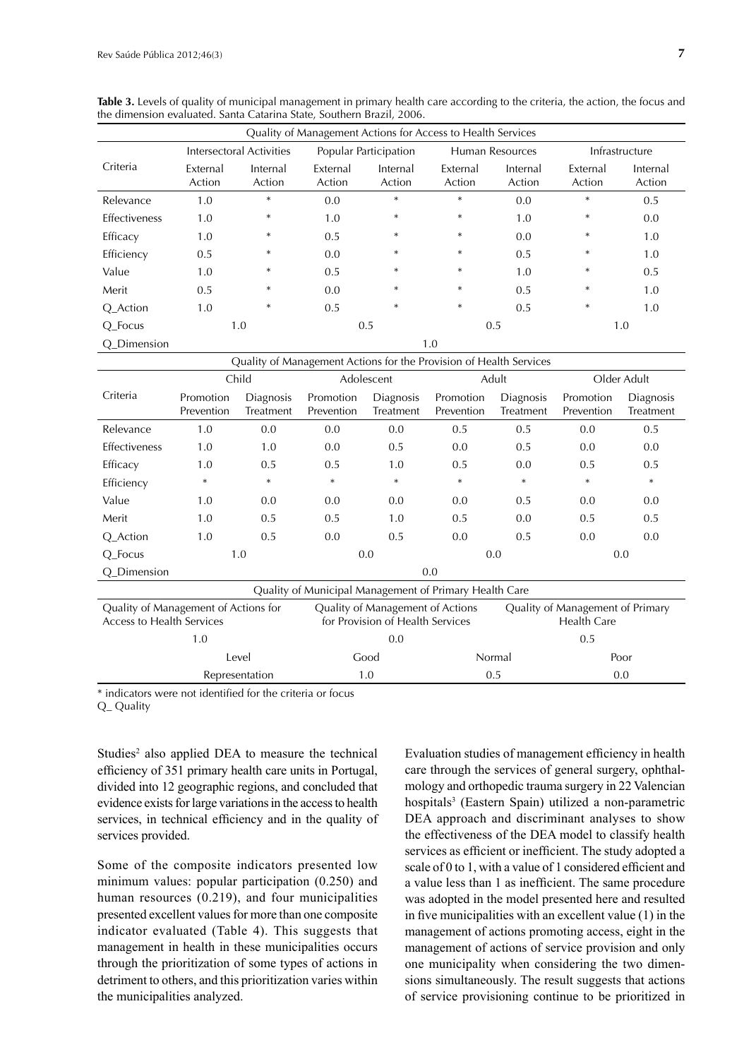**Table 3.** Levels of quality of municipal management in primary health care according to the criteria, the action, the focus and the dimension evaluated. Santa Catarina State, Southern Brazil, 2006.

| Quality of Management Actions for Access to Health Services | | | | | | | | |
|---|---|---|---|---|---|---|---|---|
| Criteria | Intersectoral Activities | | Popular Participation | | Human Resources | | Infrastructure | |
| | External Action | Internal Action | External Action | Internal Action | External Action | Internal Action | External Action | Internal Action |
| Relevance | 1.0 | * | 0.0 | * | * | 0.0 | * | 0.5 |
| Effectiveness | 1.0 | * | 1.0 | * | * | 1.0 | * | 0.0 |
| Efficacy | 1.0 | * | 0.5 | * | * | 0.0 | * | 1.0 |
| Efficiency | 0.5 | * | 0.0 | * | * | 0.5 | * | 1.0 |
| Value | 1.0 | * | 0.5 | * | * | 1.0 | * | 0.5 |
| Merit | 0.5 | * | 0.0 | * | * | 0.5 | * | 1.0 |
| Q_Action | 1.0 | * | 0.5 | * | * | 0.5 | * | 1.0 |
| Q_Focus | 1.0 | | 0.5 | | 0.5 | | 1.0 | |
| Q_Dimension | 1.0 | | | | | | | |

| Quality of Management Actions for the Provision of Health Services | | | | | | | | |
|---|---|---|---|---|---|---|---|---|
| Criteria | Child | | Adolescent | | Adult | | Older Adult | |
| | Promotion Prevention | Diagnosis Treatment | Promotion Prevention | Diagnosis Treatment | Promotion Prevention | Diagnosis Treatment | Promotion Prevention | Diagnosis Treatment |
| Relevance | 1.0 | 0.0 | 0.0 | 0.0 | 0.5 | 0.5 | 0.0 | 0.5 |
| Effectiveness | 1.0 | 1.0 | 0.0 | 0.5 | 0.0 | 0.5 | 0.0 | 0.0 |
| Efficacy | 1.0 | 0.5 | 0.5 | 1.0 | 0.5 | 0.0 | 0.5 | 0.5 |
| Efficiency | * | * | * | * | * | * | * | * |
| Value | 1.0 | 0.0 | 0.0 | 0.0 | 0.0 | 0.5 | 0.0 | 0.0 |
| Merit | 1.0 | 0.5 | 0.5 | 1.0 | 0.5 | 0.0 | 0.5 | 0.5 |
| Q_Action | 1.0 | 0.5 | 0.0 | 0.5 | 0.0 | 0.5 | 0.0 | 0.0 |
| Q_Focus | 1.0 | | 0.0 | | 0.0 | | 0.0 | |
| Q_Dimension | 0.0 | | | | | | | |

| Quality of Municipal Management of Primary Health Care | | |
|---|---|---|
| Quality of Management of Actions for Access to Health Services | Quality of Management of Actions for Provision of Health Services | Quality of Management of Primary Health Care |
| 1.0 | 0.0 | 0.5 |

| Level | Good | Normal | Poor |
|---|---|---|---|
| Representation | 1.0 | 0.5 | 0.0 |

\* indicators were not identified for the criteria or focus

Q_ Quality

Studies[2] also applied DEA to measure the technical efficiency of 351 primary health care units in Portugal, divided into 12 geographic regions, and concluded that evidence exists for large variations in the access to health services, in technical efficiency and in the quality of services provided.

Some of the composite indicators presented low minimum values: popular participation (0.250) and human resources (0.219), and four municipalities presented excellent values for more than one composite indicator evaluated (Table 4). This suggests that management in health in these municipalities occurs through the prioritization of some types of actions in detriment to others, and this prioritization varies within the municipalities analyzed.

Evaluation studies of management efficiency in health care through the services of general surgery, ophthalmology and orthopedic trauma surgery in 22 Valencian hospitals[3] (Eastern Spain) utilized a non-parametric DEA approach and discriminant analyses to show the effectiveness of the DEA model to classify health services as efficient or inefficient. The study adopted a scale of 0 to 1, with a value of 1 considered efficient and a value less than 1 as inefficient. The same procedure was adopted in the model presented here and resulted in five municipalities with an excellent value (1) in the management of actions promoting access, eight in the management of actions of service provision and only one municipality when considering the two dimensions simultaneously. The result suggests that actions of service provisioning continue to be prioritized in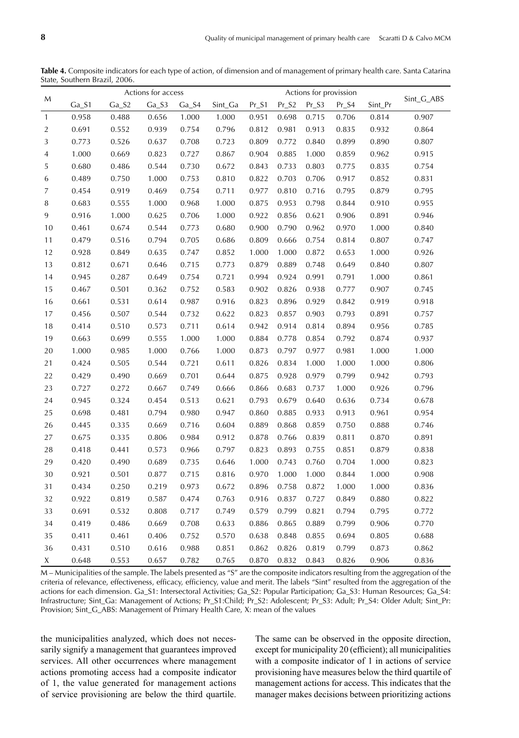**Table 4.** Composite indicators for each type of action, of dimension and of management of primary health care. Santa Catarina State, Southern Brazil, 2006.

| M | Actions for access | | | | | Actions for provission | | | | | Sint_G_ABS |
|---|---|---|---|---|---|---|---|---|---|---|---|
| | Ga_S1 | Ga_S2 | Ga_S3 | Ga_S4 | Sint_Ga | Pr_S1 | Pr_S2 | Pr_S3 | Pr_S4 | Sint_Pr | |
| 1 | 0.958 | 0.488 | 0.656 | 1.000 | 1.000 | 0.951 | 0.698 | 0.715 | 0.706 | 0.814 | 0.907 |
| 2 | 0.691 | 0.552 | 0.939 | 0.754 | 0.796 | 0.812 | 0.981 | 0.913 | 0.835 | 0.932 | 0.864 |
| 3 | 0.773 | 0.526 | 0.637 | 0.708 | 0.723 | 0.809 | 0.772 | 0.840 | 0.899 | 0.890 | 0.807 |
| 4 | 1.000 | 0.669 | 0.823 | 0.727 | 0.867 | 0.904 | 0.885 | 1.000 | 0.859 | 0.962 | 0.915 |
| 5 | 0.680 | 0.486 | 0.544 | 0.730 | 0.672 | 0.843 | 0.733 | 0.803 | 0.775 | 0.835 | 0.754 |
| 6 | 0.489 | 0.750 | 1.000 | 0.753 | 0.810 | 0.822 | 0.703 | 0.706 | 0.917 | 0.852 | 0.831 |
| 7 | 0.454 | 0.919 | 0.469 | 0.754 | 0.711 | 0.977 | 0.810 | 0.716 | 0.795 | 0.879 | 0.795 |
| 8 | 0.683 | 0.555 | 1.000 | 0.968 | 1.000 | 0.875 | 0.953 | 0.798 | 0.844 | 0.910 | 0.955 |
| 9 | 0.916 | 1.000 | 0.625 | 0.706 | 1.000 | 0.922 | 0.856 | 0.621 | 0.906 | 0.891 | 0.946 |
| 10 | 0.461 | 0.674 | 0.544 | 0.773 | 0.680 | 0.900 | 0.790 | 0.962 | 0.970 | 1.000 | 0.840 |
| 11 | 0.479 | 0.516 | 0.794 | 0.705 | 0.686 | 0.809 | 0.666 | 0.754 | 0.814 | 0.807 | 0.747 |
| 12 | 0.928 | 0.849 | 0.635 | 0.747 | 0.852 | 1.000 | 1.000 | 0.872 | 0.653 | 1.000 | 0.926 |
| 13 | 0.812 | 0.671 | 0.646 | 0.715 | 0.773 | 0.879 | 0.889 | 0.748 | 0.649 | 0.840 | 0.807 |
| 14 | 0.945 | 0.287 | 0.649 | 0.754 | 0.721 | 0.994 | 0.924 | 0.991 | 0.791 | 1.000 | 0.861 |
| 15 | 0.467 | 0.501 | 0.362 | 0.752 | 0.583 | 0.902 | 0.826 | 0.938 | 0.777 | 0.907 | 0.745 |
| 16 | 0.661 | 0.531 | 0.614 | 0.987 | 0.916 | 0.823 | 0.896 | 0.929 | 0.842 | 0.919 | 0.918 |
| 17 | 0.456 | 0.507 | 0.544 | 0.732 | 0.622 | 0.823 | 0.857 | 0.903 | 0.793 | 0.891 | 0.757 |
| 18 | 0.414 | 0.510 | 0.573 | 0.711 | 0.614 | 0.942 | 0.914 | 0.814 | 0.894 | 0.956 | 0.785 |
| 19 | 0.663 | 0.699 | 0.555 | 1.000 | 1.000 | 0.884 | 0.778 | 0.854 | 0.792 | 0.874 | 0.937 |
| 20 | 1.000 | 0.985 | 1.000 | 0.766 | 1.000 | 0.873 | 0.797 | 0.977 | 0.981 | 1.000 | 1.000 |
| 21 | 0.424 | 0.505 | 0.544 | 0.721 | 0.611 | 0.826 | 0.834 | 1.000 | 1.000 | 1.000 | 0.806 |
| 22 | 0.429 | 0.490 | 0.669 | 0.701 | 0.644 | 0.875 | 0.928 | 0.979 | 0.799 | 0.942 | 0.793 |
| 23 | 0.727 | 0.272 | 0.667 | 0.749 | 0.666 | 0.866 | 0.683 | 0.737 | 1.000 | 0.926 | 0.796 |
| 24 | 0.945 | 0.324 | 0.454 | 0.513 | 0.621 | 0.793 | 0.679 | 0.640 | 0.636 | 0.734 | 0.678 |
| 25 | 0.698 | 0.481 | 0.794 | 0.980 | 0.947 | 0.860 | 0.885 | 0.933 | 0.913 | 0.961 | 0.954 |
| 26 | 0.445 | 0.335 | 0.669 | 0.716 | 0.604 | 0.889 | 0.868 | 0.859 | 0.750 | 0.888 | 0.746 |
| 27 | 0.675 | 0.335 | 0.806 | 0.984 | 0.912 | 0.878 | 0.766 | 0.839 | 0.811 | 0.870 | 0.891 |
| 28 | 0.418 | 0.441 | 0.573 | 0.966 | 0.797 | 0.823 | 0.893 | 0.755 | 0.851 | 0.879 | 0.838 |
| 29 | 0.420 | 0.490 | 0.689 | 0.735 | 0.646 | 1.000 | 0.743 | 0.760 | 0.704 | 1.000 | 0.823 |
| 30 | 0.921 | 0.501 | 0.877 | 0.715 | 0.816 | 0.970 | 1.000 | 1.000 | 0.844 | 1.000 | 0.908 |
| 31 | 0.434 | 0.250 | 0.219 | 0.973 | 0.672 | 0.896 | 0.758 | 0.872 | 1.000 | 1.000 | 0.836 |
| 32 | 0.922 | 0.819 | 0.587 | 0.474 | 0.763 | 0.916 | 0.837 | 0.727 | 0.849 | 0.880 | 0.822 |
| 33 | 0.691 | 0.532 | 0.808 | 0.717 | 0.749 | 0.579 | 0.799 | 0.821 | 0.794 | 0.795 | 0.772 |
| 34 | 0.419 | 0.486 | 0.669 | 0.708 | 0.633 | 0.886 | 0.865 | 0.889 | 0.799 | 0.906 | 0.770 |
| 35 | 0.411 | 0.461 | 0.406 | 0.752 | 0.570 | 0.638 | 0.848 | 0.855 | 0.694 | 0.805 | 0.688 |
| 36 | 0.431 | 0.510 | 0.616 | 0.988 | 0.851 | 0.862 | 0.826 | 0.819 | 0.799 | 0.873 | 0.862 |
| X | 0.648 | 0.553 | 0.657 | 0.782 | 0.765 | 0.870 | 0.832 | 0.843 | 0.826 | 0.906 | 0.836 |

M – Municipalities of the sample. The labels presented as "S" are the composite indicators resulting from the aggregation of the criteria of relevance, effectiveness, efficacy, efficiency, value and merit. The labels "Sint" resulted from the aggregation of the actions for each dimension. Ga_S1: Intersectoral Activities; Ga_S2: Popular Participation; Ga_S3: Human Resources; Ga_S4: Infrastructure; Sint_Ga: Management of Actions; Pr_S1:Child; Pr_S2: Adolescent; Pr_S3: Adult; Pr_S4: Older Adult; Sint_Pr: Provision; Sint_G_ABS: Management of Primary Health Care, X: mean of the values

the municipalities analyzed, which does not necessarily signify a management that guarantees improved services. All other occurrences where management actions promoting access had a composite indicator of 1, the value generated for management actions of service provisioning are below the third quartile. The same can be observed in the opposite direction, except for municipality 20 (efficient); all municipalities with a composite indicator of 1 in actions of service provisioning have measures below the third quartile of management actions for access. This indicates that the manager makes decisions between prioritizing actions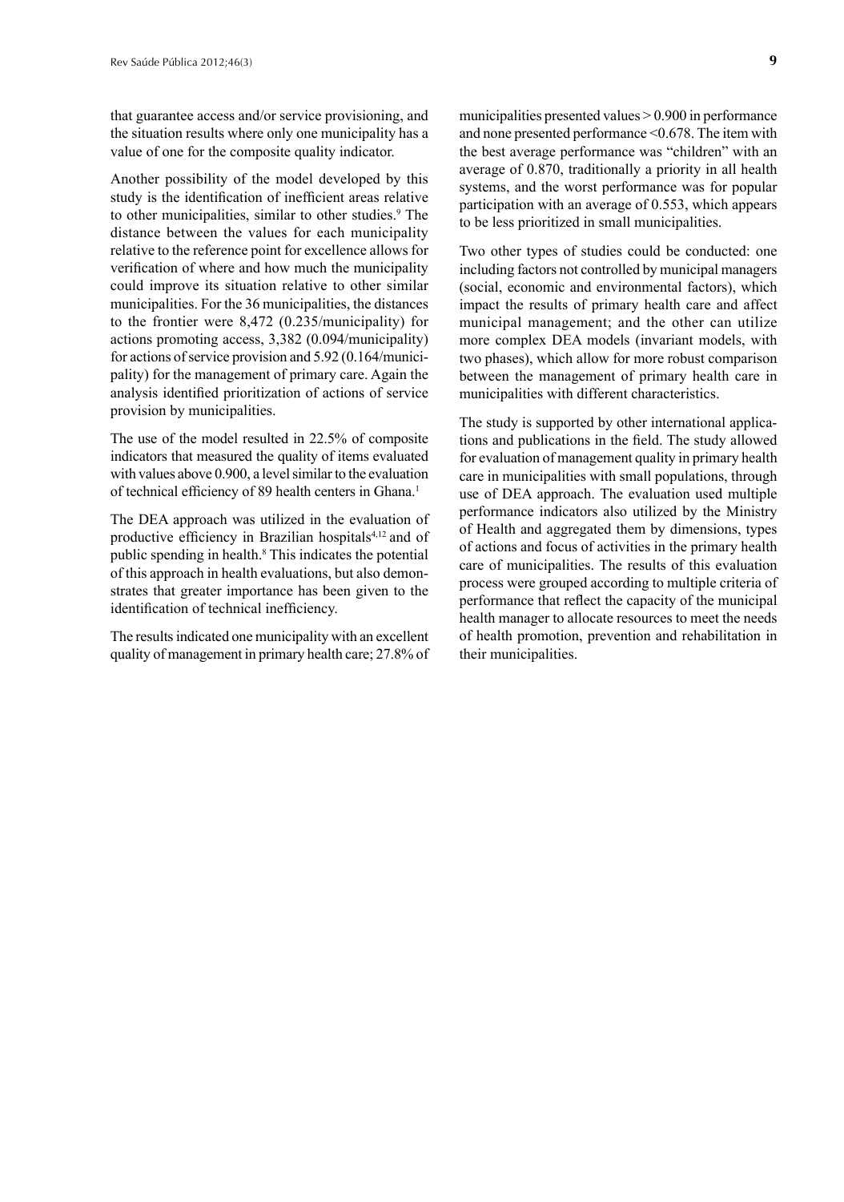that guarantee access and/or service provisioning, and the situation results where only one municipality has a value of one for the composite quality indicator.

Another possibility of the model developed by this study is the identification of inefficient areas relative to other municipalities, similar to other studies.[9] The distance between the values for each municipality relative to the reference point for excellence allows for verification of where and how much the municipality could improve its situation relative to other similar municipalities. For the 36 municipalities, the distances to the frontier were 8,472 (0.235/municipality) for actions promoting access, 3,382 (0.094/municipality) for actions of service provision and 5.92 (0.164/municipality) for the management of primary care. Again the analysis identified prioritization of actions of service provision by municipalities.

The use of the model resulted in 22.5% of composite indicators that measured the quality of items evaluated with values above 0.900, a level similar to the evaluation of technical efficiency of 89 health centers in Ghana.[1]

The DEA approach was utilized in the evaluation of productive efficiency in Brazilian hospitals[4,12] and of public spending in health.[8] This indicates the potential of this approach in health evaluations, but also demonstrates that greater importance has been given to the identification of technical inefficiency.

The results indicated one municipality with an excellent quality of management in primary health care; 27.8% of municipalities presented values > 0.900 in performance and none presented performance <0.678. The item with the best average performance was "children" with an average of 0.870, traditionally a priority in all health systems, and the worst performance was for popular participation with an average of 0.553, which appears to be less prioritized in small municipalities.

Two other types of studies could be conducted: one including factors not controlled by municipal managers (social, economic and environmental factors), which impact the results of primary health care and affect municipal management; and the other can utilize more complex DEA models (invariant models, with two phases), which allow for more robust comparison between the management of primary health care in municipalities with different characteristics.

The study is supported by other international applications and publications in the field. The study allowed for evaluation of management quality in primary health care in municipalities with small populations, through use of DEA approach. The evaluation used multiple performance indicators also utilized by the Ministry of Health and aggregated them by dimensions, types of actions and focus of activities in the primary health care of municipalities. The results of this evaluation process were grouped according to multiple criteria of performance that reflect the capacity of the municipal health manager to allocate resources to meet the needs of health promotion, prevention and rehabilitation in their municipalities.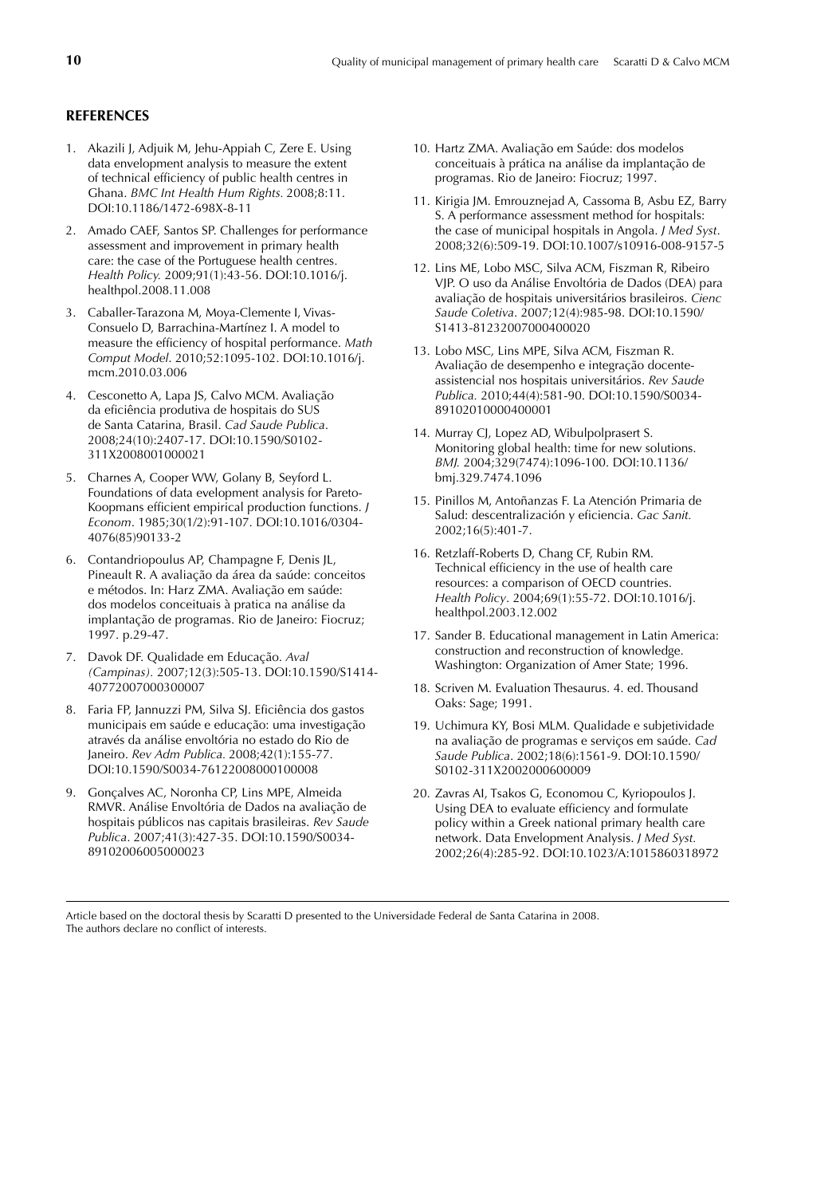## REFERENCES

1. Akazili J, Adjuik M, Jehu-Appiah C, Zere E. Using data envelopment analysis to measure the extent of technical efficiency of public health centres in Ghana. *BMC Int Health Hum Rights*. 2008;8:11. DOI:10.1186/1472-698X-8-11

2. Amado CAEF, Santos SP. Challenges for performance assessment and improvement in primary health care: the case of the Portuguese health centres. *Health Policy.* 2009;91(1):43-56. DOI:10.1016/j.healthpol.2008.11.008

3. Caballer-Tarazona M, Moya-Clemente I, Vivas-Consuelo D, Barrachina-Martínez I. A model to measure the efficiency of hospital performance. *Math Comput Model*. 2010;52:1095-102. DOI:10.1016/j.mcm.2010.03.006

4. Cesconetto A, Lapa JS, Calvo MCM. Avaliação da eficiência produtiva de hospitais do SUS de Santa Catarina, Brasil. *Cad Saude Publica*. 2008;24(10):2407-17. DOI:10.1590/S0102-311X2008001000021

5. Charnes A, Cooper WW, Golany B, Seyford L. Foundations of data evelopment analysis for Pareto-Koopmans efficient empirical production functions. *J Econom*. 1985;30(1/2):91-107. DOI:10.1016/0304-4076(85)90133-2

6. Contandriopoulus AP, Champagne F, Denis JL, Pineault R. A avaliação da área da saúde: conceitos e métodos. In: Harz ZMA. Avaliação em saúde: dos modelos conceituais à pratica na análise da implantação de programas. Rio de Janeiro: Fiocruz; 1997. p.29-47.

7. Davok DF. Qualidade em Educação. *Aval (Campinas).* 2007;12(3):505-13. DOI:10.1590/S1414-40772007000300007

8. Faria FP, Jannuzzi PM, Silva SJ. Eficiência dos gastos municipais em saúde e educação: uma investigação através da análise envoltória no estado do Rio de Janeiro. *Rev Adm Publica*. 2008;42(1):155-77. DOI:10.1590/S0034-76122008000100008

9. Gonçalves AC, Noronha CP, Lins MPE, Almeida RMVR. Análise Envoltória de Dados na avaliação de hospitais públicos nas capitais brasileiras. *Rev Saude Publica*. 2007;41(3):427-35. DOI:10.1590/S0034-89102006005000023

10. Hartz ZMA. Avaliação em Saúde: dos modelos conceituais à prática na análise da implantação de programas. Rio de Janeiro: Fiocruz; 1997.

11. Kirigia JM. Emrouznejad A, Cassoma B, Asbu EZ, Barry S. A performance assessment method for hospitals: the case of municipal hospitals in Angola. *J Med Syst*. 2008;32(6):509-19. DOI:10.1007/s10916-008-9157-5

12. Lins ME, Lobo MSC, Silva ACM, Fiszman R, Ribeiro VJP. O uso da Análise Envoltória de Dados (DEA) para avaliação de hospitais universitários brasileiros. *Cienc Saude Coletiva*. 2007;12(4):985-98. DOI:10.1590/S1413-81232007000400020

13. Lobo MSC, Lins MPE, Silva ACM, Fiszman R. Avaliação de desempenho e integração docente-assistencial nos hospitais universitários. *Rev Saude Publica.* 2010;44(4):581-90. DOI:10.1590/S0034-89102010000400001

14. Murray CJ, Lopez AD, Wibulpolprasert S. Monitoring global health: time for new solutions. *BMJ.* 2004;329(7474):1096-100. DOI:10.1136/bmj.329.7474.1096

15. Pinillos M, Antoñanzas F. La Atención Primaria de Salud: descentralización y eficiencia. *Gac Sanit.* 2002;16(5):401-7.

16. Retzlaff-Roberts D, Chang CF, Rubin RM. Technical efficiency in the use of health care resources: a comparison of OECD countries. *Health Policy*. 2004;69(1):55-72. DOI:10.1016/j.healthpol.2003.12.002

17. Sander B. Educational management in Latin America: construction and reconstruction of knowledge. Washington: Organization of Amer State; 1996.

18. Scriven M. Evaluation Thesaurus. 4. ed. Thousand Oaks: Sage; 1991.

19. Uchimura KY, Bosi MLM. Qualidade e subjetividade na avaliação de programas e serviços em saúde. *Cad Saude Publica*. 2002;18(6):1561-9. DOI:10.1590/S0102-311X2002000600009

20. Zavras AI, Tsakos G, Economou C, Kyriopoulos J. Using DEA to evaluate efficiency and formulate policy within a Greek national primary health care network. Data Envelopment Analysis. *J Med Syst.* 2002;26(4):285-92. DOI:10.1023/A:1015860318972

---

Article based on the doctoral thesis by Scaratti D presented to the Universidade Federal de Santa Catarina in 2008.
The authors declare no conflict of interests.